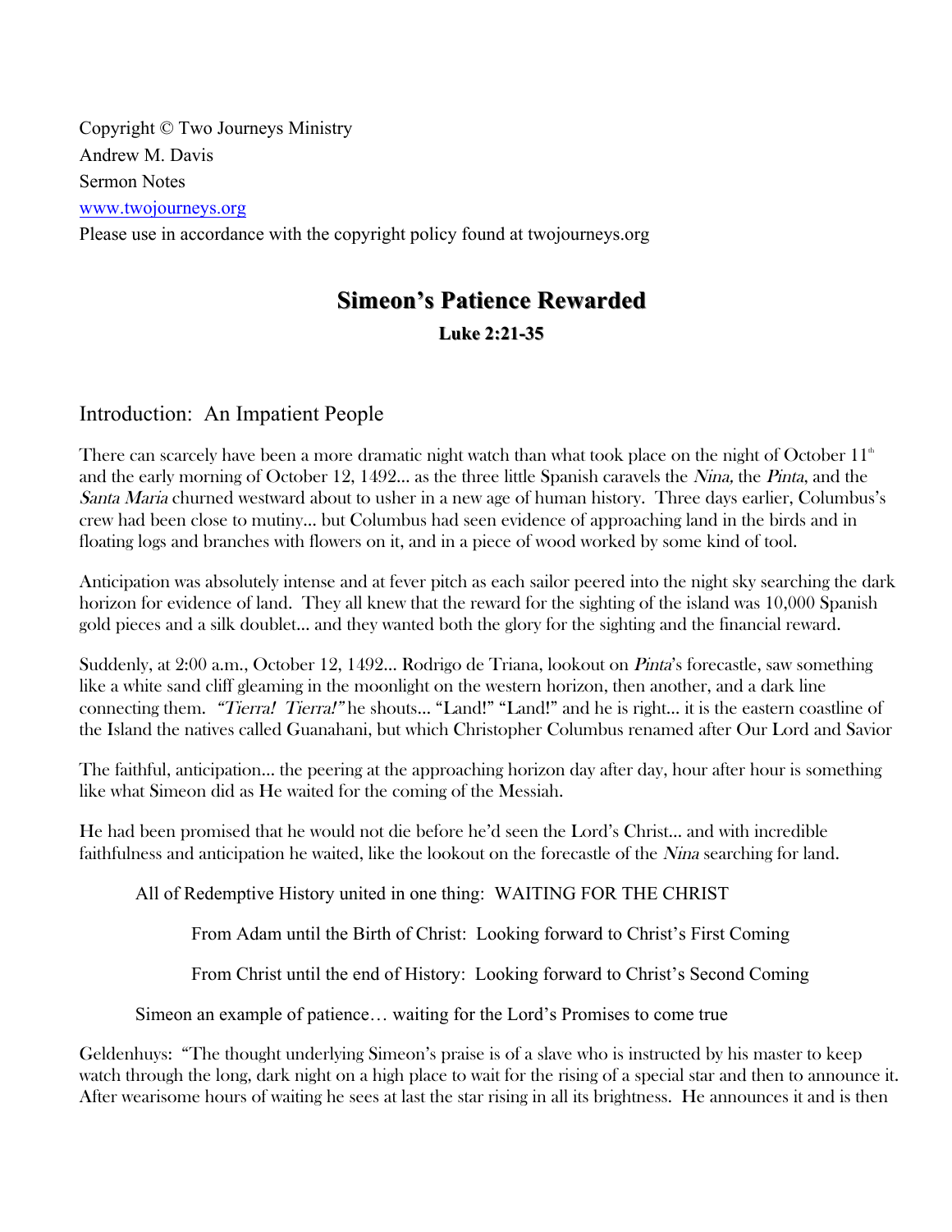Copyright © Two Journeys Ministry
Andrew M. Davis
Sermon Notes
www.twojourneys.org
Please use in accordance with the copyright policy found at twojourneys.org

# Simeon's Patience Rewarded

### Luke 2:21-35

## Introduction: An Impatient People

There can scarcely have been a more dramatic night watch than what took place on the night of October 11th and the early morning of October 12, 1492... as the three little Spanish caravels the *Nina,* the *Pinta,* and the *Santa Maria* churned westward about to usher in a new age of human history. Three days earlier, Columbus's crew had been close to mutiny... but Columbus had seen evidence of approaching land in the birds and in floating logs and branches with flowers on it, and in a piece of wood worked by some kind of tool.

Anticipation was absolutely intense and at fever pitch as each sailor peered into the night sky searching the dark horizon for evidence of land. They all knew that the reward for the sighting of the island was 10,000 Spanish gold pieces and a silk doublet... and they wanted both the glory for the sighting and the financial reward.

Suddenly, at 2:00 a.m., October 12, 1492... Rodrigo de Triana, lookout on *Pinta*'s forecastle, saw something like a white sand cliff gleaming in the moonlight on the western horizon, then another, and a dark line connecting them. *"Tierra! Tierra!"* he shouts... "Land!" "Land!" and he is right... it is the eastern coastline of the Island the natives called Guanahani, but which Christopher Columbus renamed after Our Lord and Savior

The faithful, anticipation... the peering at the approaching horizon day after day, hour after hour is something like what Simeon did as He waited for the coming of the Messiah.

He had been promised that he would not die before he'd seen the Lord's Christ... and with incredible faithfulness and anticipation he waited, like the lookout on the forecastle of the *Nina* searching for land.

All of Redemptive History united in one thing: WAITING FOR THE CHRIST

From Adam until the Birth of Christ: Looking forward to Christ's First Coming

From Christ until the end of History: Looking forward to Christ's Second Coming

Simeon an example of patience… waiting for the Lord's Promises to come true

Geldenhuys: "The thought underlying Simeon's praise is of a slave who is instructed by his master to keep watch through the long, dark night on a high place to wait for the rising of a special star and then to announce it. After wearisome hours of waiting he sees at last the star rising in all its brightness. He announces it and is then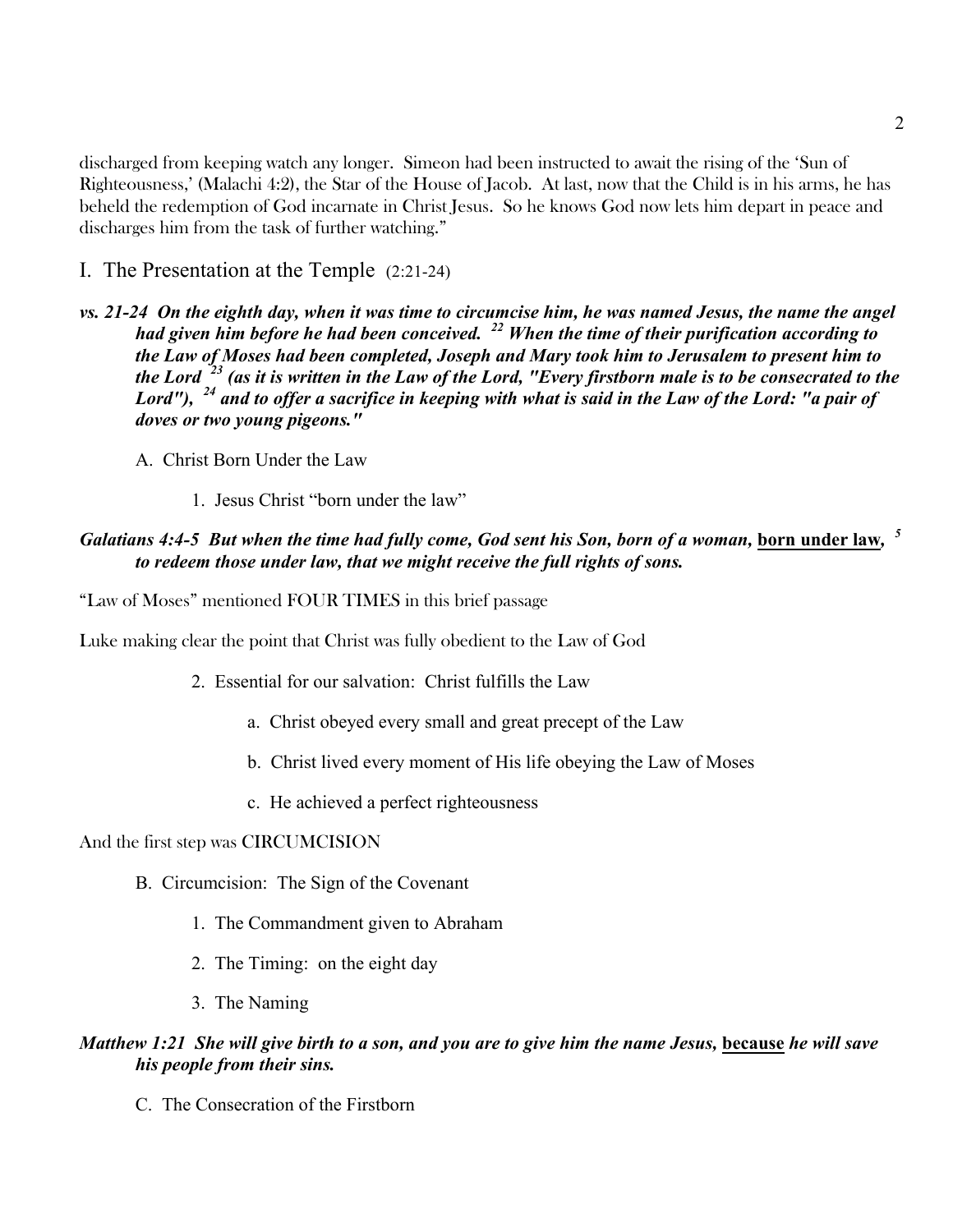discharged from keeping watch any longer. Simeon had been instructed to await the rising of the 'Sun of Righteousness,' (Malachi 4:2), the Star of the House of Jacob. At last, now that the Child is in his arms, he has beheld the redemption of God incarnate in Christ Jesus. So he knows God now lets him depart in peace and discharges him from the task of further watching."

## I. The Presentation at the Temple (2:21-24)

***vs. 21-24 On the eighth day, when it was time to circumcise him, he was named Jesus, the name the angel had given him before he had been conceived. [22] When the time of their purification according to the Law of Moses had been completed, Joseph and Mary took him to Jerusalem to present him to the Lord [23] (as it is written in the Law of the Lord, "Every firstborn male is to be consecrated to the Lord"), [24] and to offer a sacrifice in keeping with what is said in the Law of the Lord: "a pair of doves or two young pigeons."***

A. Christ Born Under the Law

1. Jesus Christ "born under the law"

***Galatians 4:4-5 But when the time had fully come, God sent his Son, born of a woman,*** **<u>born under law</u>*****, [5] to redeem those under law, that we might receive the full rights of sons.***

"Law of Moses" mentioned FOUR TIMES in this brief passage

Luke making clear the point that Christ was fully obedient to the Law of God

2. Essential for our salvation: Christ fulfills the Law

a. Christ obeyed every small and great precept of the Law

b. Christ lived every moment of His life obeying the Law of Moses

c. He achieved a perfect righteousness

And the first step was CIRCUMCISION

B. Circumcision: The Sign of the Covenant

1. The Commandment given to Abraham

2. The Timing: on the eight day

3. The Naming

***Matthew 1:21 She will give birth to a son, and you are to give him the name Jesus,*** **<u>because</u>** ***he will save his people from their sins.***

C. The Consecration of the Firstborn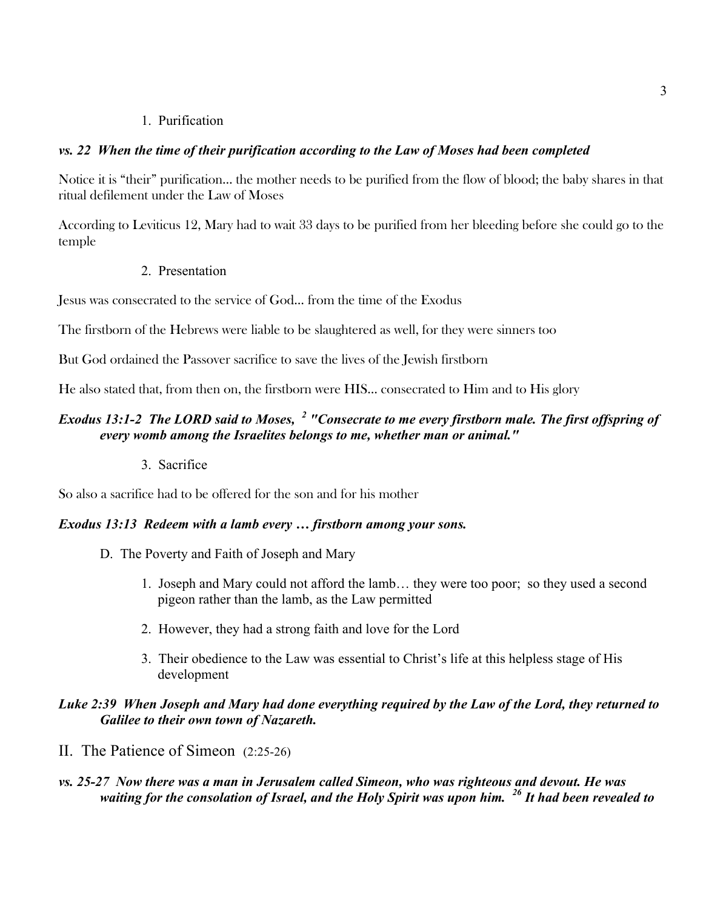1. Purification

***vs. 22 When the time of their purification according to the Law of Moses had been completed***

Notice it is "their" purification... the mother needs to be purified from the flow of blood; the baby shares in that ritual defilement under the Law of Moses

According to Leviticus 12, Mary had to wait 33 days to be purified from her bleeding before she could go to the temple

2. Presentation

Jesus was consecrated to the service of God... from the time of the Exodus

The firstborn of the Hebrews were liable to be slaughtered as well, for they were sinners too

But God ordained the Passover sacrifice to save the lives of the Jewish firstborn

He also stated that, from then on, the firstborn were HIS... consecrated to Him and to His glory

***Exodus 13:1-2 The LORD said to Moses, [2] "Consecrate to me every firstborn male. The first offspring of every womb among the Israelites belongs to me, whether man or animal."***

3. Sacrifice

So also a sacrifice had to be offered for the son and for his mother

***Exodus 13:13 Redeem with a lamb every … firstborn among your sons.***

D. The Poverty and Faith of Joseph and Mary

1. Joseph and Mary could not afford the lamb… they were too poor; so they used a second pigeon rather than the lamb, as the Law permitted
2. However, they had a strong faith and love for the Lord
3. Their obedience to the Law was essential to Christ's life at this helpless stage of His development

***Luke 2:39 When Joseph and Mary had done everything required by the Law of the Lord, they returned to Galilee to their own town of Nazareth.***

## II. The Patience of Simeon (2:25-26)

***vs. 25-27 Now there was a man in Jerusalem called Simeon, who was righteous and devout. He was waiting for the consolation of Israel, and the Holy Spirit was upon him. [26] It had been revealed to***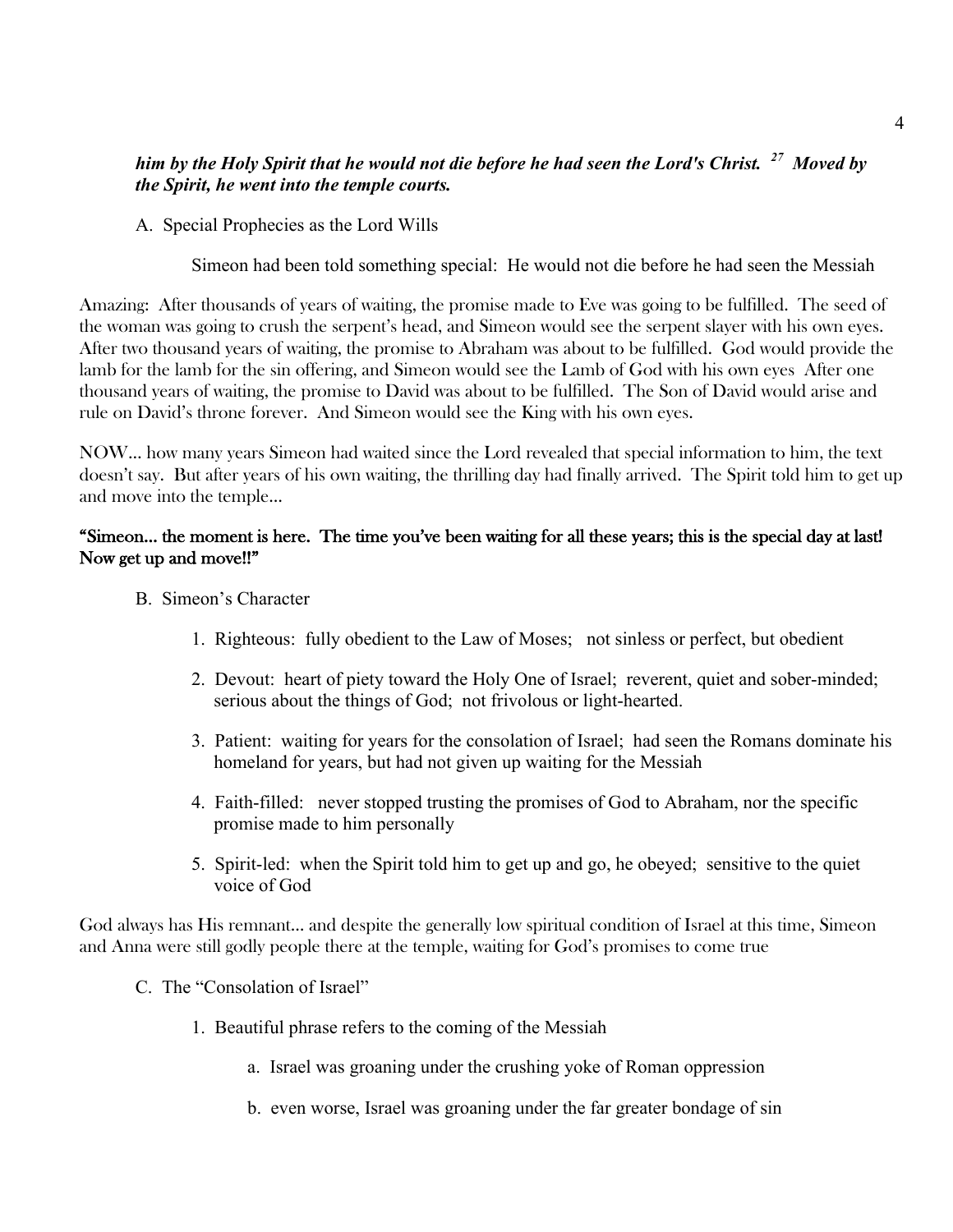***him by the Holy Spirit that he would not die before he had seen the Lord's Christ.*** [27] ***Moved by the Spirit, he went into the temple courts.***

A. Special Prophecies as the Lord Wills

Simeon had been told something special: He would not die before he had seen the Messiah

Amazing: After thousands of years of waiting, the promise made to Eve was going to be fulfilled. The seed of the woman was going to crush the serpent's head, and Simeon would see the serpent slayer with his own eyes. After two thousand years of waiting, the promise to Abraham was about to be fulfilled. God would provide the lamb for the lamb for the sin offering, and Simeon would see the Lamb of God with his own eyes After one thousand years of waiting, the promise to David was about to be fulfilled. The Son of David would arise and rule on David's throne forever. And Simeon would see the King with his own eyes.

NOW… how many years Simeon had waited since the Lord revealed that special information to him, the text doesn't say. But after years of his own waiting, the thrilling day had finally arrived. The Spirit told him to get up and move into the temple…

**"Simeon… the moment is here. The time you've been waiting for all these years; this is the special day at last! Now get up and move!!"**

B. Simeon's Character

1. Righteous: fully obedient to the Law of Moses; not sinless or perfect, but obedient

2. Devout: heart of piety toward the Holy One of Israel; reverent, quiet and sober-minded; serious about the things of God; not frivolous or light-hearted.

3. Patient: waiting for years for the consolation of Israel; had seen the Romans dominate his homeland for years, but had not given up waiting for the Messiah

4. Faith-filled: never stopped trusting the promises of God to Abraham, nor the specific promise made to him personally

5. Spirit-led: when the Spirit told him to get up and go, he obeyed; sensitive to the quiet voice of God

God always has His remnant… and despite the generally low spiritual condition of Israel at this time, Simeon and Anna were still godly people there at the temple, waiting for God's promises to come true

C. The "Consolation of Israel"

1. Beautiful phrase refers to the coming of the Messiah

   a. Israel was groaning under the crushing yoke of Roman oppression

   b. even worse, Israel was groaning under the far greater bondage of sin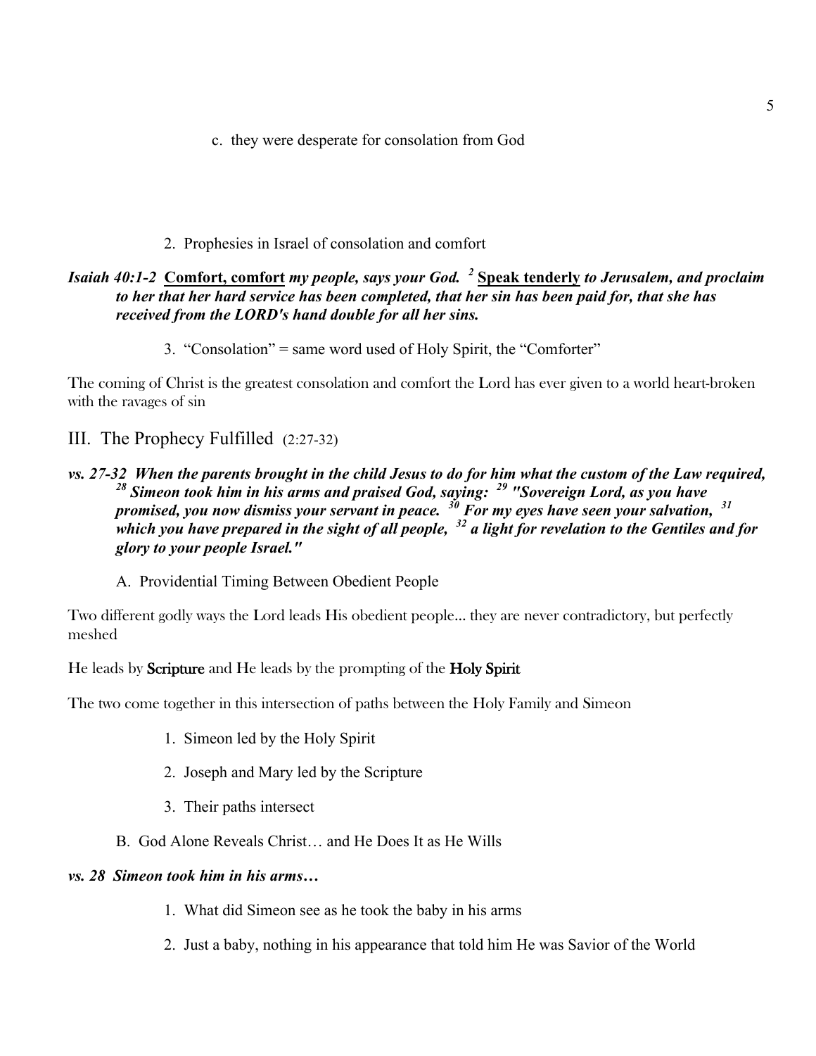c. they were desperate for consolation from God

2. Prophesies in Israel of consolation and comfort

***Isaiah 40:1-2*** **Comfort, comfort** ***my people, says your God.*** [2] **Speak tenderly** ***to Jerusalem, and proclaim to her that her hard service has been completed, that her sin has been paid for, that she has received from the LORD's hand double for all her sins.***

3. "Consolation" = same word used of Holy Spirit, the "Comforter"

The coming of Christ is the greatest consolation and comfort the Lord has ever given to a world heart-broken with the ravages of sin

## III. The Prophecy Fulfilled (2:27-32)

***vs. 27-32 When the parents brought in the child Jesus to do for him what the custom of the Law required,*** [28] ***Simeon took him in his arms and praised God, saying:*** [29] ***"Sovereign Lord, as you have promised, you now dismiss your servant in peace.*** [30] ***For my eyes have seen your salvation,*** [31] ***which you have prepared in the sight of all people,*** [32] ***a light for revelation to the Gentiles and for glory to your people Israel."***

A. Providential Timing Between Obedient People

Two different godly ways the Lord leads His obedient people... they are never contradictory, but perfectly meshed

He leads by **Scripture** and He leads by the prompting of the **Holy Spirit**

The two come together in this intersection of paths between the Holy Family and Simeon

1. Simeon led by the Holy Spirit
2. Joseph and Mary led by the Scripture
3. Their paths intersect

B. God Alone Reveals Christ… and He Does It as He Wills

***vs. 28 Simeon took him in his arms…***

1. What did Simeon see as he took the baby in his arms
2. Just a baby, nothing in his appearance that told him He was Savior of the World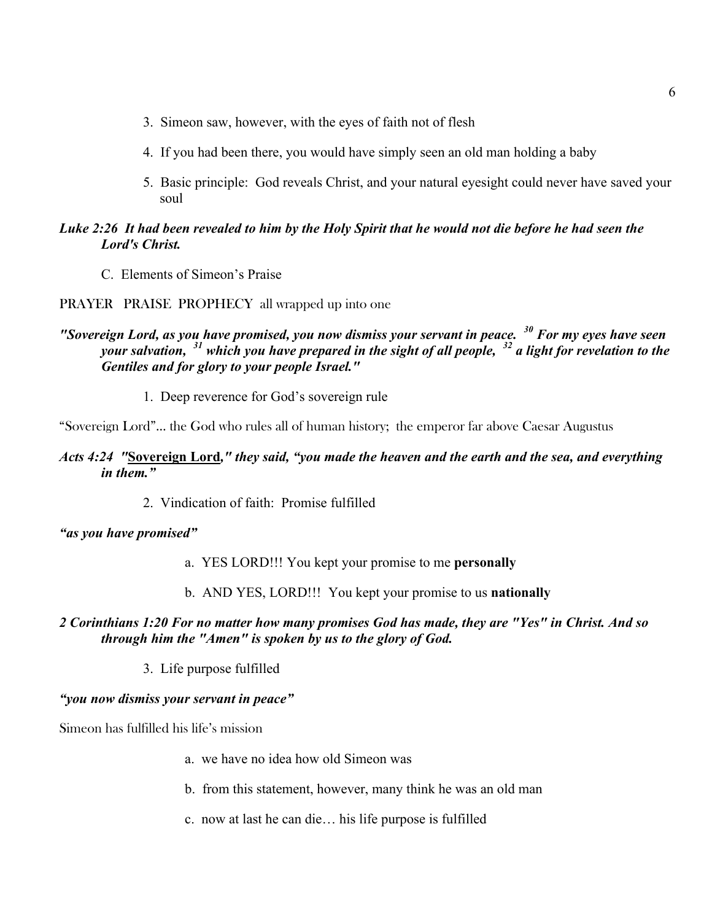3. Simeon saw, however, with the eyes of faith not of flesh

4. If you had been there, you would have simply seen an old man holding a baby

5. Basic principle: God reveals Christ, and your natural eyesight could never have saved your soul

***Luke 2:26 It had been revealed to him by the Holy Spirit that he would not die before he had seen the Lord's Christ.***

C. Elements of Simeon's Praise

PRAYER PRAISE PROPHECY all wrapped up into one

***"Sovereign Lord, as you have promised, you now dismiss your servant in peace. [30] For my eyes have seen your salvation, [31] which you have prepared in the sight of all people, [32] a light for revelation to the Gentiles and for glory to your people Israel."***

1. Deep reverence for God's sovereign rule

"Sovereign Lord"... the God who rules all of human history; the emperor far above Caesar Augustus

***Acts 4:24 "<u>Sovereign Lord</u>," they said, "you made the heaven and the earth and the sea, and everything in them."***

2. Vindication of faith: Promise fulfilled

***"as you have promised"***

a. YES LORD!!! You kept your promise to me **personally**

b. AND YES, LORD!!! You kept your promise to us **nationally**

***2 Corinthians 1:20 For no matter how many promises God has made, they are "Yes" in Christ. And so through him the "Amen" is spoken by us to the glory of God.***

3. Life purpose fulfilled

***"you now dismiss your servant in peace"***

Simeon has fulfilled his life's mission

a. we have no idea how old Simeon was

b. from this statement, however, many think he was an old man

c. now at last he can die… his life purpose is fulfilled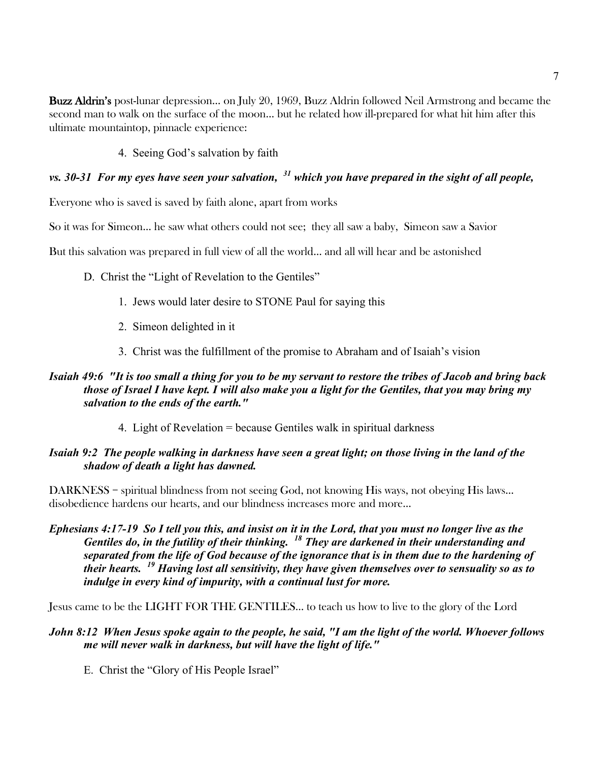**Buzz Aldrin's** post-lunar depression… on July 20, 1969, Buzz Aldrin followed Neil Armstrong and became the second man to walk on the surface of the moon… but he related how ill-prepared for what hit him after this ultimate mountaintop, pinnacle experience:

4. Seeing God's salvation by faith

***vs. 30-31 For my eyes have seen your salvation, [31] which you have prepared in the sight of all people,***

Everyone who is saved is saved by faith alone, apart from works

So it was for Simeon… he saw what others could not see; they all saw a baby, Simeon saw a Savior

But this salvation was prepared in full view of all the world… and all will hear and be astonished

D. Christ the "Light of Revelation to the Gentiles"

1. Jews would later desire to STONE Paul for saying this
2. Simeon delighted in it
3. Christ was the fulfillment of the promise to Abraham and of Isaiah's vision

***Isaiah 49:6 "It is too small a thing for you to be my servant to restore the tribes of Jacob and bring back those of Israel I have kept. I will also make you a light for the Gentiles, that you may bring my salvation to the ends of the earth."***

4. Light of Revelation = because Gentiles walk in spiritual darkness

***Isaiah 9:2 The people walking in darkness have seen a great light; on those living in the land of the shadow of death a light has dawned.***

DARKNESS = spiritual blindness from not seeing God, not knowing His ways, not obeying His laws… disobedience hardens our hearts, and our blindness increases more and more…

***Ephesians 4:17-19 So I tell you this, and insist on it in the Lord, that you must no longer live as the Gentiles do, in the futility of their thinking. [18] They are darkened in their understanding and separated from the life of God because of the ignorance that is in them due to the hardening of their hearts. [19] Having lost all sensitivity, they have given themselves over to sensuality so as to indulge in every kind of impurity, with a continual lust for more.***

Jesus came to be the LIGHT FOR THE GENTILES… to teach us how to live to the glory of the Lord

***John 8:12 When Jesus spoke again to the people, he said, "I am the light of the world. Whoever follows me will never walk in darkness, but will have the light of life."***

E. Christ the "Glory of His People Israel"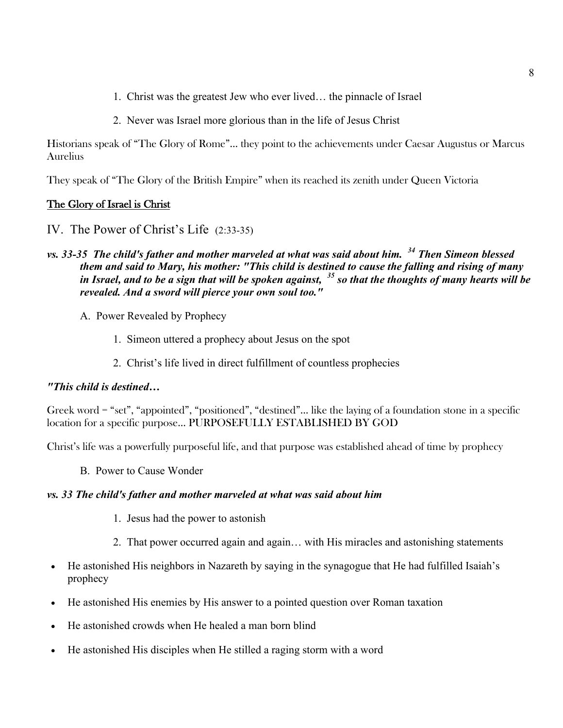1. Christ was the greatest Jew who ever lived… the pinnacle of Israel

2. Never was Israel more glorious than in the life of Jesus Christ

Historians speak of "The Glory of Rome"... they point to the achievements under Caesar Augustus or Marcus Aurelius

They speak of "The Glory of the British Empire" when its reached its zenith under Queen Victoria

<u>The Glory of Israel is Christ</u>

## IV. The Power of Christ's Life (2:33-35)

***vs. 33-35 The child's father and mother marveled at what was said about him. [34] Then Simeon blessed them and said to Mary, his mother: "This child is destined to cause the falling and rising of many in Israel, and to be a sign that will be spoken against, [35] so that the thoughts of many hearts will be revealed. And a sword will pierce your own soul too."***

A. Power Revealed by Prophecy

1. Simeon uttered a prophecy about Jesus on the spot

2. Christ's life lived in direct fulfillment of countless prophecies

***"This child is destined…***

Greek word = "set", "appointed", "positioned", "destined"... like the laying of a foundation stone in a specific location for a specific purpose... PURPOSEFULLY ESTABLISHED BY GOD

Christ's life was a powerfully purposeful life, and that purpose was established ahead of time by prophecy

B. Power to Cause Wonder

***vs. 33 The child's father and mother marveled at what was said about him***

1. Jesus had the power to astonish

2. That power occurred again and again… with His miracles and astonishing statements

- He astonished His neighbors in Nazareth by saying in the synagogue that He had fulfilled Isaiah's prophecy
- He astonished His enemies by His answer to a pointed question over Roman taxation
- He astonished crowds when He healed a man born blind
- He astonished His disciples when He stilled a raging storm with a word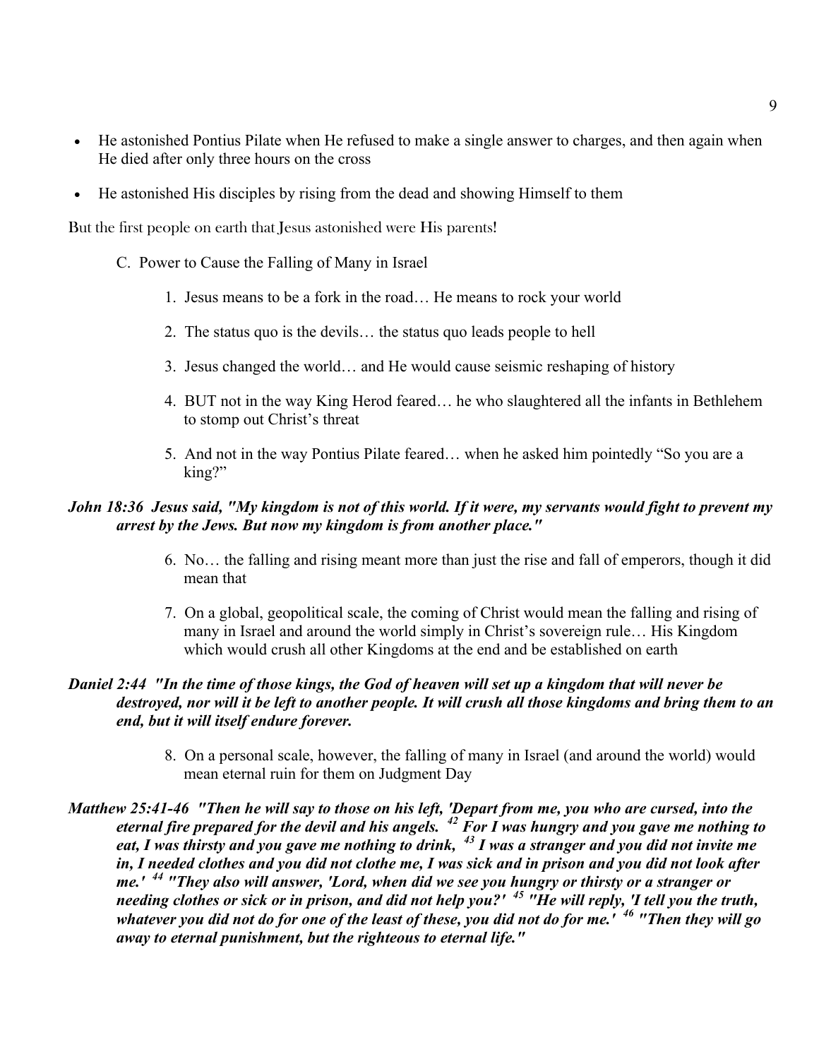- He astonished Pontius Pilate when He refused to make a single answer to charges, and then again when He died after only three hours on the cross
- He astonished His disciples by rising from the dead and showing Himself to them

But the first people on earth that Jesus astonished were His parents!

C. Power to Cause the Falling of Many in Israel

1. Jesus means to be a fork in the road… He means to rock your world
2. The status quo is the devils… the status quo leads people to hell
3. Jesus changed the world… and He would cause seismic reshaping of history
4. BUT not in the way King Herod feared… he who slaughtered all the infants in Bethlehem to stomp out Christ's threat
5. And not in the way Pontius Pilate feared… when he asked him pointedly "So you are a king?"

***John 18:36 Jesus said, "My kingdom is not of this world. If it were, my servants would fight to prevent my arrest by the Jews. But now my kingdom is from another place."***

6. No… the falling and rising meant more than just the rise and fall of emperors, though it did mean that
7. On a global, geopolitical scale, the coming of Christ would mean the falling and rising of many in Israel and around the world simply in Christ's sovereign rule… His Kingdom which would crush all other Kingdoms at the end and be established on earth

***Daniel 2:44 "In the time of those kings, the God of heaven will set up a kingdom that will never be destroyed, nor will it be left to another people. It will crush all those kingdoms and bring them to an end, but it will itself endure forever.***

8. On a personal scale, however, the falling of many in Israel (and around the world) would mean eternal ruin for them on Judgment Day

***Matthew 25:41-46 "Then he will say to those on his left, 'Depart from me, you who are cursed, into the eternal fire prepared for the devil and his angels. [42] For I was hungry and you gave me nothing to eat, I was thirsty and you gave me nothing to drink, [43] I was a stranger and you did not invite me in, I needed clothes and you did not clothe me, I was sick and in prison and you did not look after me.' [44] "They also will answer, 'Lord, when did we see you hungry or thirsty or a stranger or needing clothes or sick or in prison, and did not help you?' [45] "He will reply, 'I tell you the truth, whatever you did not do for one of the least of these, you did not do for me.' [46] "Then they will go away to eternal punishment, but the righteous to eternal life."***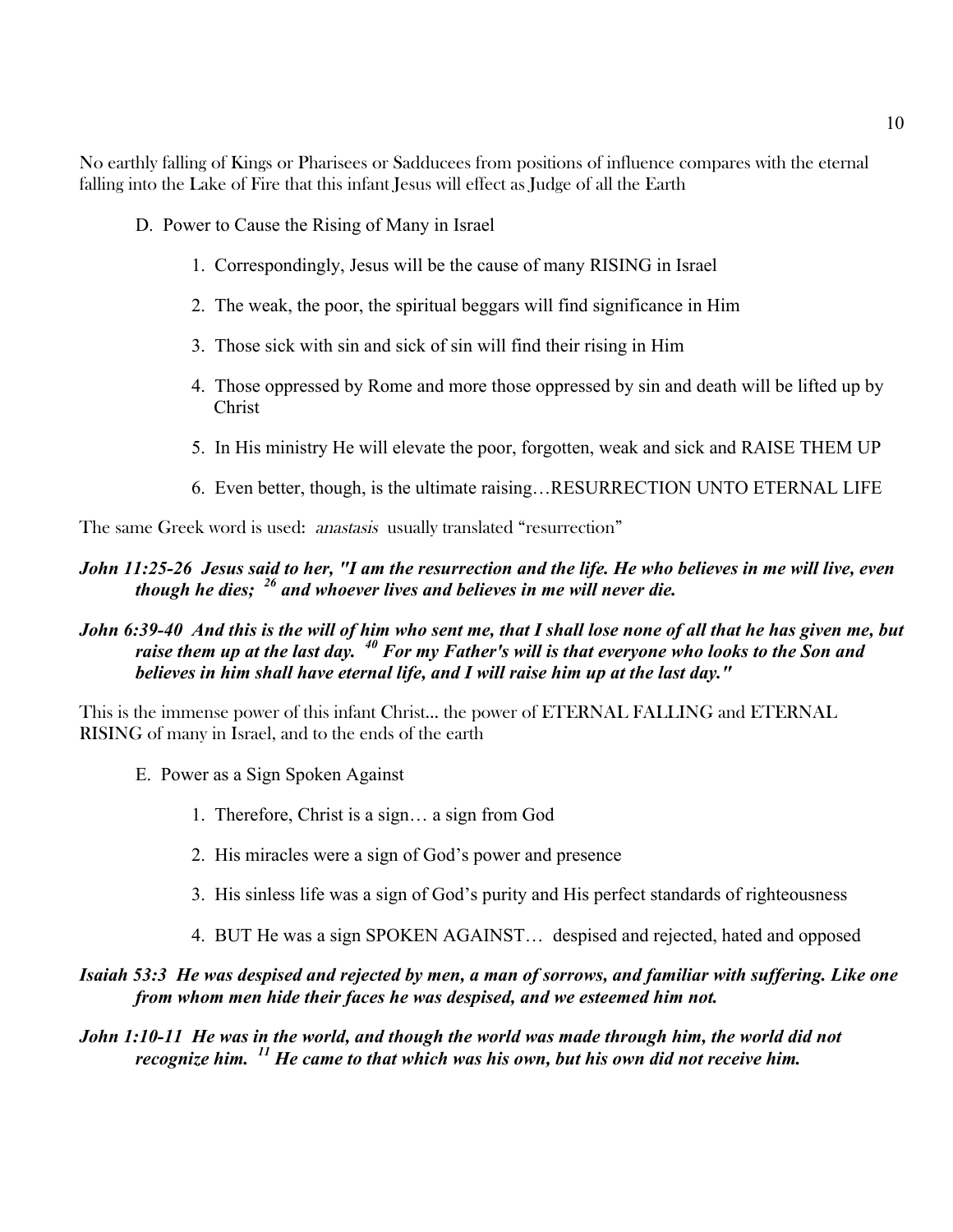No earthly falling of Kings or Pharisees or Sadducees from positions of influence compares with the eternal falling into the Lake of Fire that this infant Jesus will effect as Judge of all the Earth

D. Power to Cause the Rising of Many in Israel

1. Correspondingly, Jesus will be the cause of many RISING in Israel
2. The weak, the poor, the spiritual beggars will find significance in Him
3. Those sick with sin and sick of sin will find their rising in Him
4. Those oppressed by Rome and more those oppressed by sin and death will be lifted up by Christ
5. In His ministry He will elevate the poor, forgotten, weak and sick and RAISE THEM UP
6. Even better, though, is the ultimate raising…RESURRECTION UNTO ETERNAL LIFE

The same Greek word is used: *anastasis* usually translated "resurrection"

***John 11:25-26 Jesus said to her, "I am the resurrection and the life. He who believes in me will live, even though he dies; [26] and whoever lives and believes in me will never die.***

***John 6:39-40 And this is the will of him who sent me, that I shall lose none of all that he has given me, but raise them up at the last day. [40] For my Father's will is that everyone who looks to the Son and believes in him shall have eternal life, and I will raise him up at the last day."***

This is the immense power of this infant Christ... the power of ETERNAL FALLING and ETERNAL RISING of many in Israel, and to the ends of the earth

E. Power as a Sign Spoken Against

1. Therefore, Christ is a sign… a sign from God
2. His miracles were a sign of God's power and presence
3. His sinless life was a sign of God's purity and His perfect standards of righteousness
4. BUT He was a sign SPOKEN AGAINST… despised and rejected, hated and opposed

***Isaiah 53:3 He was despised and rejected by men, a man of sorrows, and familiar with suffering. Like one from whom men hide their faces he was despised, and we esteemed him not.***

***John 1:10-11 He was in the world, and though the world was made through him, the world did not recognize him. [11] He came to that which was his own, but his own did not receive him.***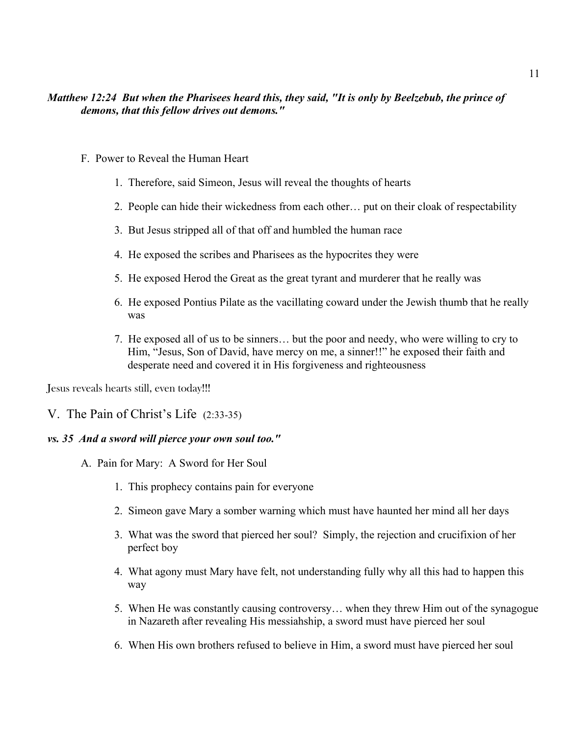***Matthew 12:24 But when the Pharisees heard this, they said, "It is only by Beelzebub, the prince of demons, that this fellow drives out demons."***

F. Power to Reveal the Human Heart

1. Therefore, said Simeon, Jesus will reveal the thoughts of hearts
2. People can hide their wickedness from each other… put on their cloak of respectability
3. But Jesus stripped all of that off and humbled the human race
4. He exposed the scribes and Pharisees as the hypocrites they were
5. He exposed Herod the Great as the great tyrant and murderer that he really was
6. He exposed Pontius Pilate as the vacillating coward under the Jewish thumb that he really was
7. He exposed all of us to be sinners… but the poor and needy, who were willing to cry to Him, "Jesus, Son of David, have mercy on me, a sinner!!" he exposed their faith and desperate need and covered it in His forgiveness and righteousness

Jesus reveals hearts still, even today!!!

## V. The Pain of Christ's Life (2:33-35)

***vs. 35 And a sword will pierce your own soul too."***

A. Pain for Mary: A Sword for Her Soul

1. This prophecy contains pain for everyone
2. Simeon gave Mary a somber warning which must have haunted her mind all her days
3. What was the sword that pierced her soul? Simply, the rejection and crucifixion of her perfect boy
4. What agony must Mary have felt, not understanding fully why all this had to happen this way
5. When He was constantly causing controversy… when they threw Him out of the synagogue in Nazareth after revealing His messiahship, a sword must have pierced her soul
6. When His own brothers refused to believe in Him, a sword must have pierced her soul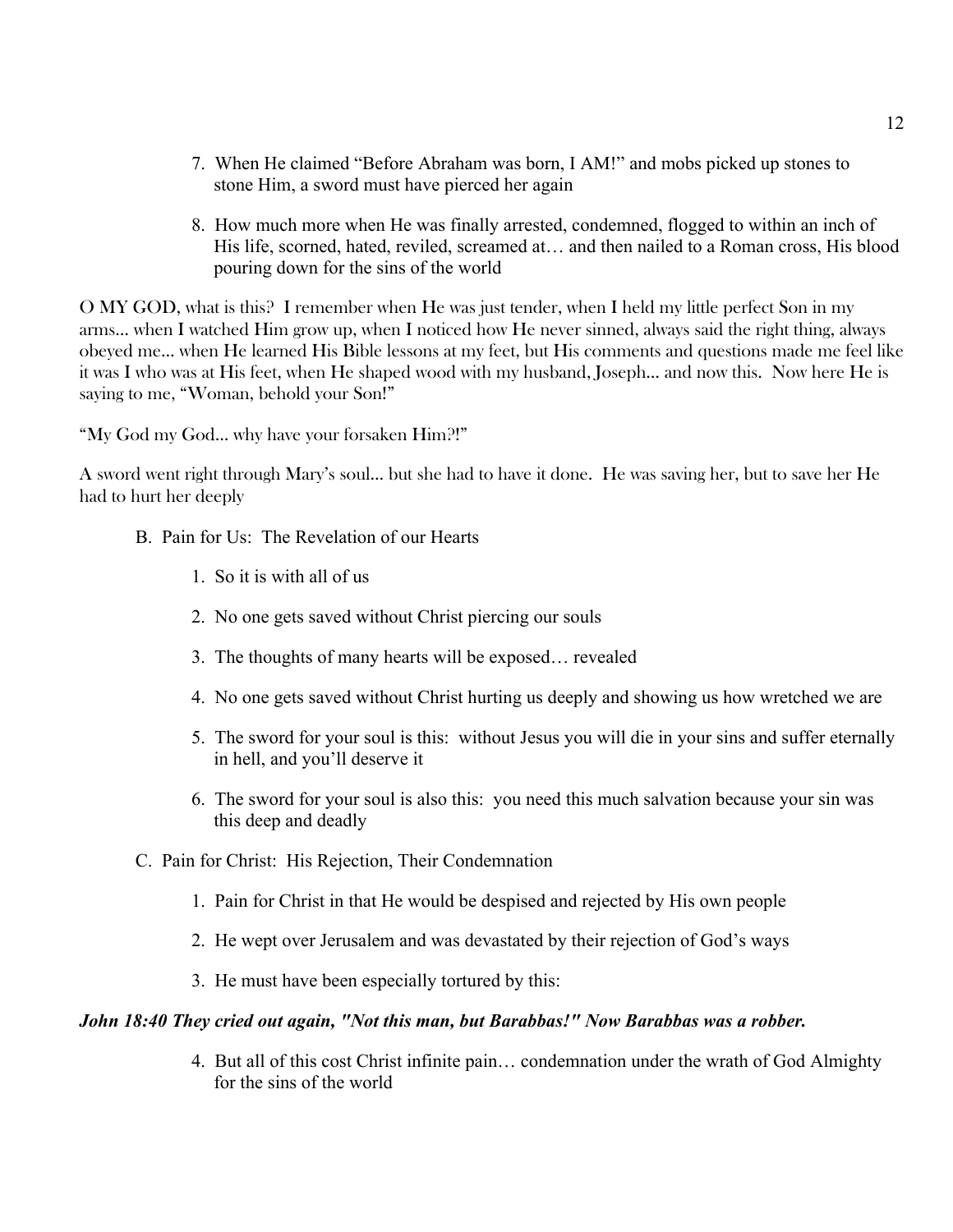7. When He claimed "Before Abraham was born, I AM!" and mobs picked up stones to stone Him, a sword must have pierced her again

8. How much more when He was finally arrested, condemned, flogged to within an inch of His life, scorned, hated, reviled, screamed at… and then nailed to a Roman cross, His blood pouring down for the sins of the world

O MY GOD, what is this? I remember when He was just tender, when I held my little perfect Son in my arms... when I watched Him grow up, when I noticed how He never sinned, always said the right thing, always obeyed me... when He learned His Bible lessons at my feet, but His comments and questions made me feel like it was I who was at His feet, when He shaped wood with my husband, Joseph... and now this. Now here He is saying to me, "Woman, behold your Son!"

"My God my God... why have your forsaken Him?!"

A sword went right through Mary's soul... but she had to have it done. He was saving her, but to save her He had to hurt her deeply

B. Pain for Us: The Revelation of our Hearts

1. So it is with all of us

2. No one gets saved without Christ piercing our souls

3. The thoughts of many hearts will be exposed… revealed

4. No one gets saved without Christ hurting us deeply and showing us how wretched we are

5. The sword for your soul is this: without Jesus you will die in your sins and suffer eternally in hell, and you'll deserve it

6. The sword for your soul is also this: you need this much salvation because your sin was this deep and deadly

C. Pain for Christ: His Rejection, Their Condemnation

1. Pain for Christ in that He would be despised and rejected by His own people

2. He wept over Jerusalem and was devastated by their rejection of God's ways

3. He must have been especially tortured by this:

***John 18:40 They cried out again, "Not this man, but Barabbas!" Now Barabbas was a robber.***

4. But all of this cost Christ infinite pain… condemnation under the wrath of God Almighty for the sins of the world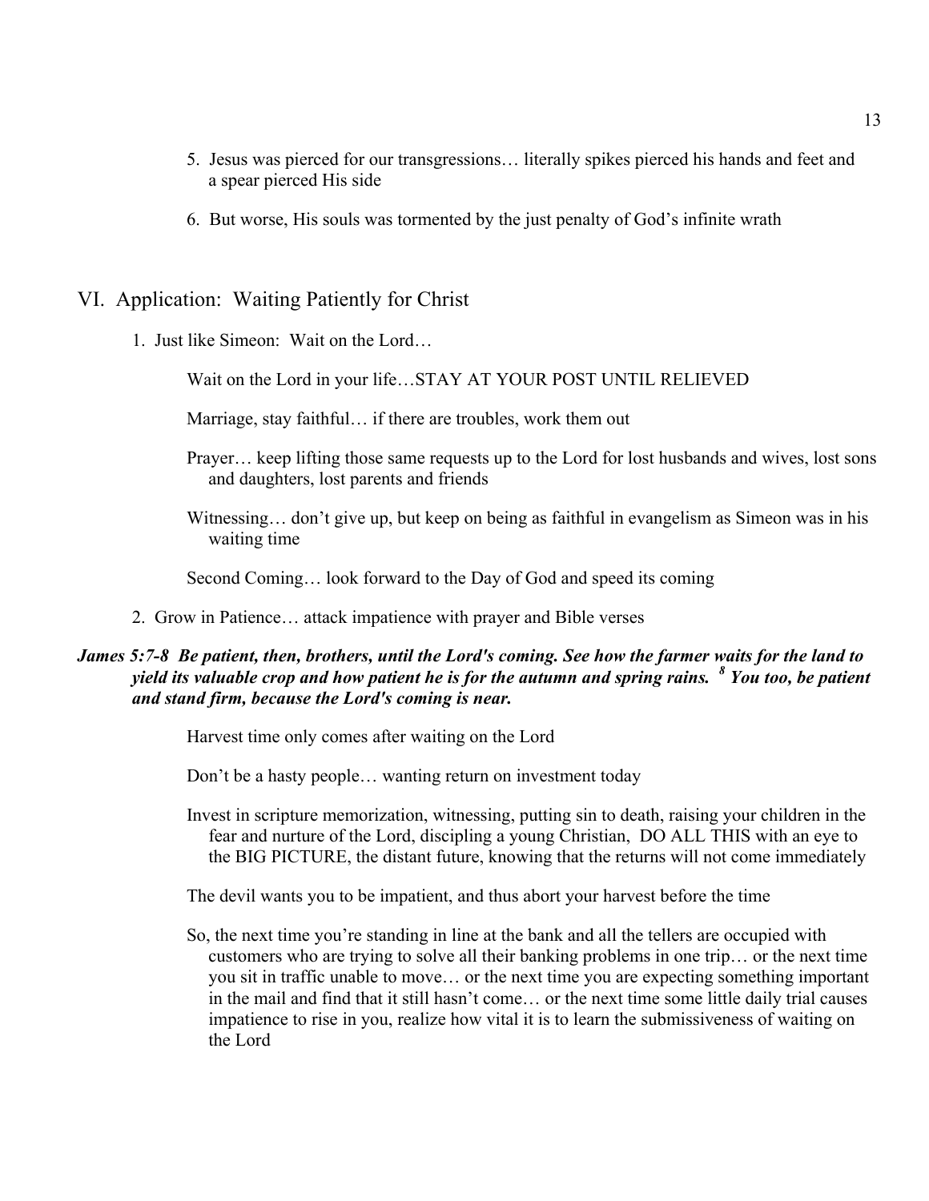5. Jesus was pierced for our transgressions… literally spikes pierced his hands and feet and a spear pierced His side

6. But worse, His souls was tormented by the just penalty of God's infinite wrath

## VI. Application: Waiting Patiently for Christ

1. Just like Simeon: Wait on the Lord…

   Wait on the Lord in your life…STAY AT YOUR POST UNTIL RELIEVED

   Marriage, stay faithful… if there are troubles, work them out

   Prayer… keep lifting those same requests up to the Lord for lost husbands and wives, lost sons and daughters, lost parents and friends

   Witnessing… don't give up, but keep on being as faithful in evangelism as Simeon was in his waiting time

   Second Coming… look forward to the Day of God and speed its coming

2. Grow in Patience… attack impatience with prayer and Bible verses

***James 5:7-8 Be patient, then, brothers, until the Lord's coming. See how the farmer waits for the land to yield its valuable crop and how patient he is for the autumn and spring rains. [8] You too, be patient and stand firm, because the Lord's coming is near.***

   Harvest time only comes after waiting on the Lord

   Don't be a hasty people… wanting return on investment today

   Invest in scripture memorization, witnessing, putting sin to death, raising your children in the fear and nurture of the Lord, discipling a young Christian, DO ALL THIS with an eye to the BIG PICTURE, the distant future, knowing that the returns will not come immediately

   The devil wants you to be impatient, and thus abort your harvest before the time

   So, the next time you're standing in line at the bank and all the tellers are occupied with customers who are trying to solve all their banking problems in one trip… or the next time you sit in traffic unable to move… or the next time you are expecting something important in the mail and find that it still hasn't come… or the next time some little daily trial causes impatience to rise in you, realize how vital it is to learn the submissiveness of waiting on the Lord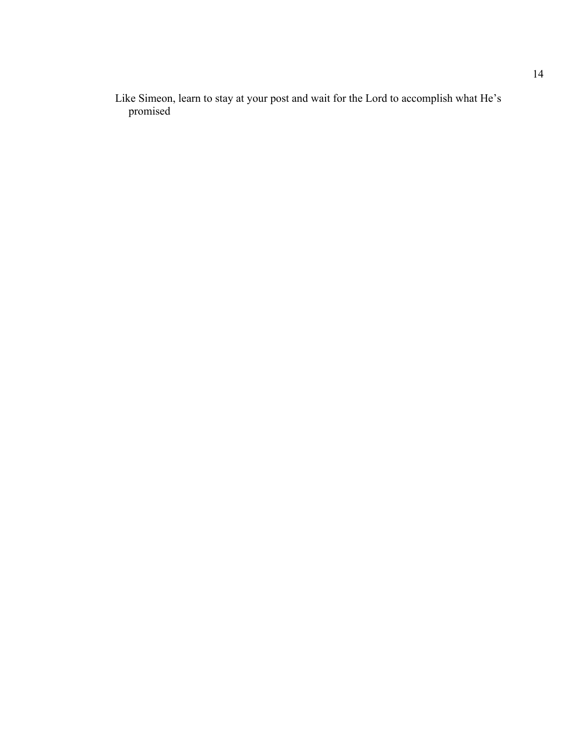Like Simeon, learn to stay at your post and wait for the Lord to accomplish what He's promised